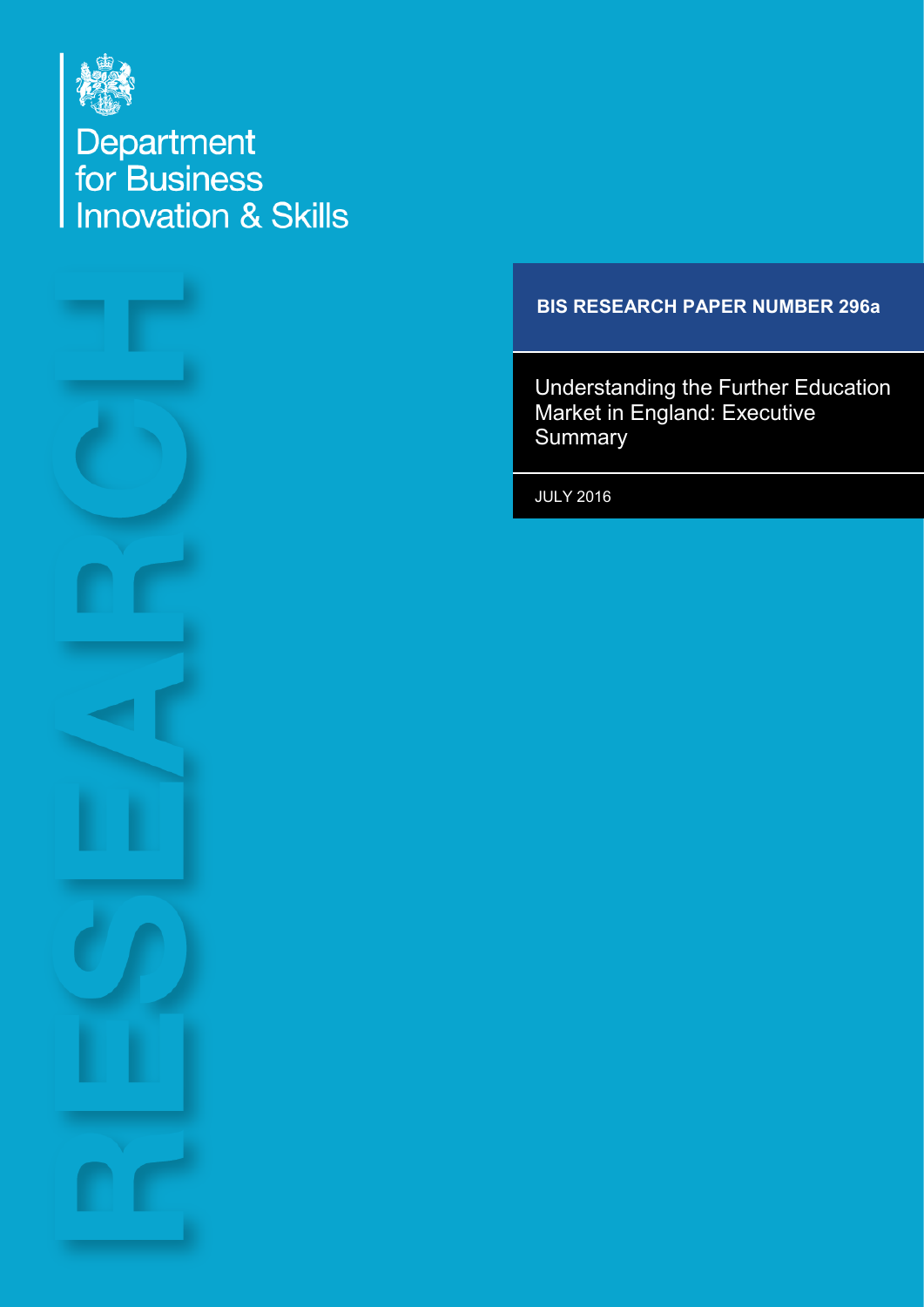Department for Business Innovation & Skills

RESEARCH

**BIS RESEARCH PAPER NUMBER 296a**

# Understanding the Further Education Market in England: Executive Summary

JULY 2016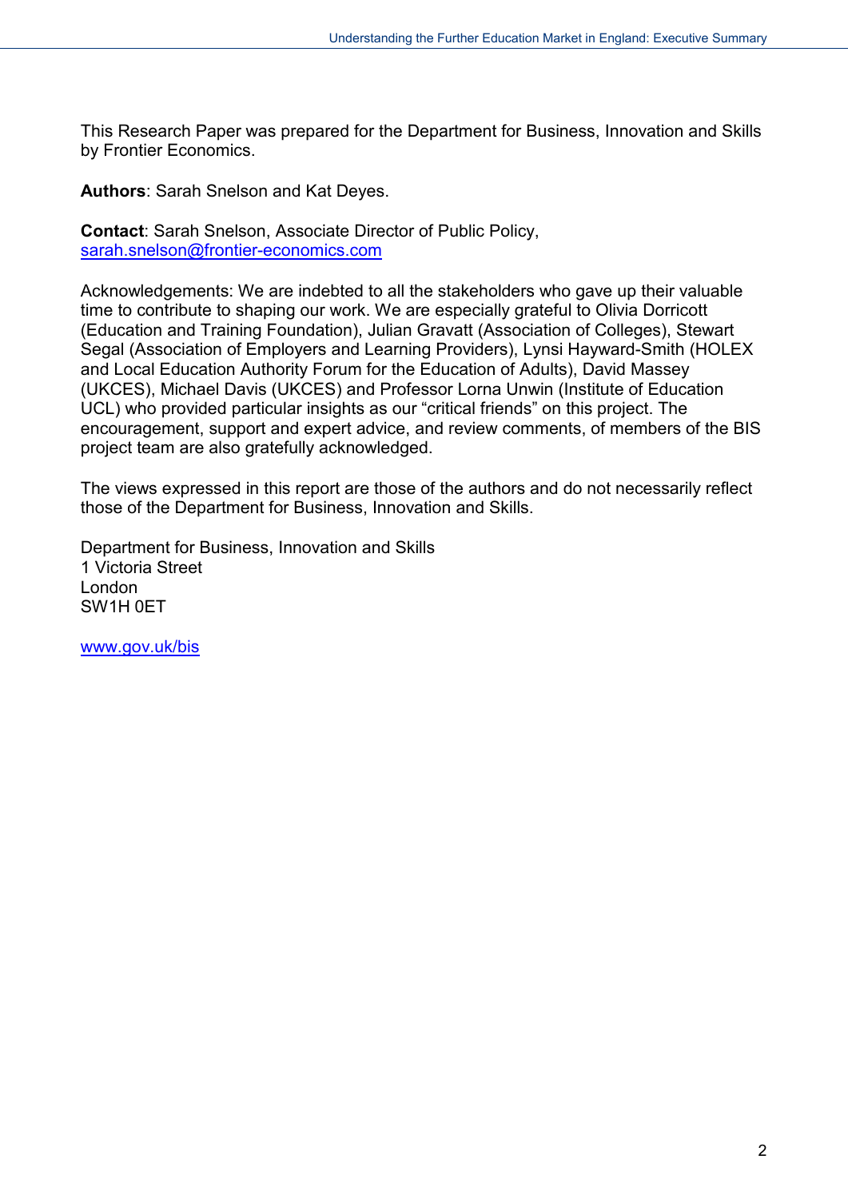This Research Paper was prepared for the Department for Business, Innovation and Skills by Frontier Economics.

**Authors**: Sarah Snelson and Kat Deyes.

**Contact**: Sarah Snelson, Associate Director of Public Policy, sarah.snelson@frontier-economics.com

Acknowledgements: We are indebted to all the stakeholders who gave up their valuable time to contribute to shaping our work. We are especially grateful to Olivia Dorricott (Education and Training Foundation), Julian Gravatt (Association of Colleges), Stewart Segal (Association of Employers and Learning Providers), Lynsi Hayward-Smith (HOLEX and Local Education Authority Forum for the Education of Adults), David Massey (UKCES), Michael Davis (UKCES) and Professor Lorna Unwin (Institute of Education UCL) who provided particular insights as our "critical friends" on this project. The encouragement, support and expert advice, and review comments, of members of the BIS project team are also gratefully acknowledged.

The views expressed in this report are those of the authors and do not necessarily reflect those of the Department for Business, Innovation and Skills.

Department for Business, Innovation and Skills
1 Victoria Street
London
SW1H 0ET

www.gov.uk/bis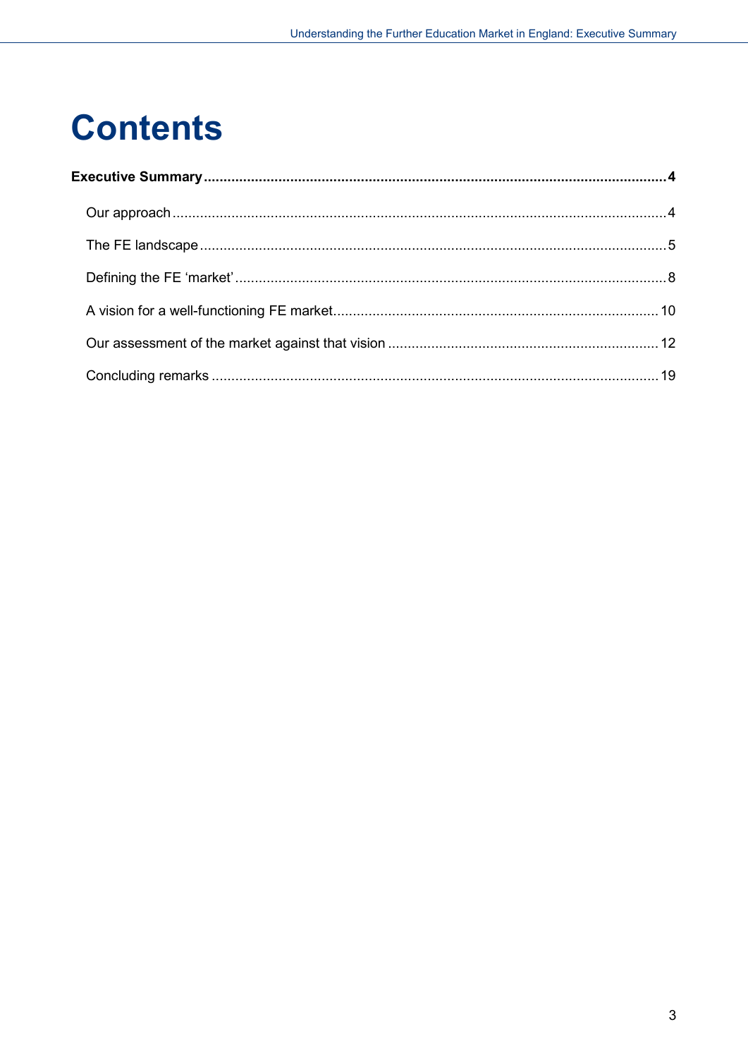# Contents

**Executive Summary** .......... **4**

- Our approach .......... 4
- The FE landscape .......... 5
- Defining the FE 'market' .......... 8
- A vision for a well-functioning FE market .......... 10
- Our assessment of the market against that vision .......... 12
- Concluding remarks .......... 19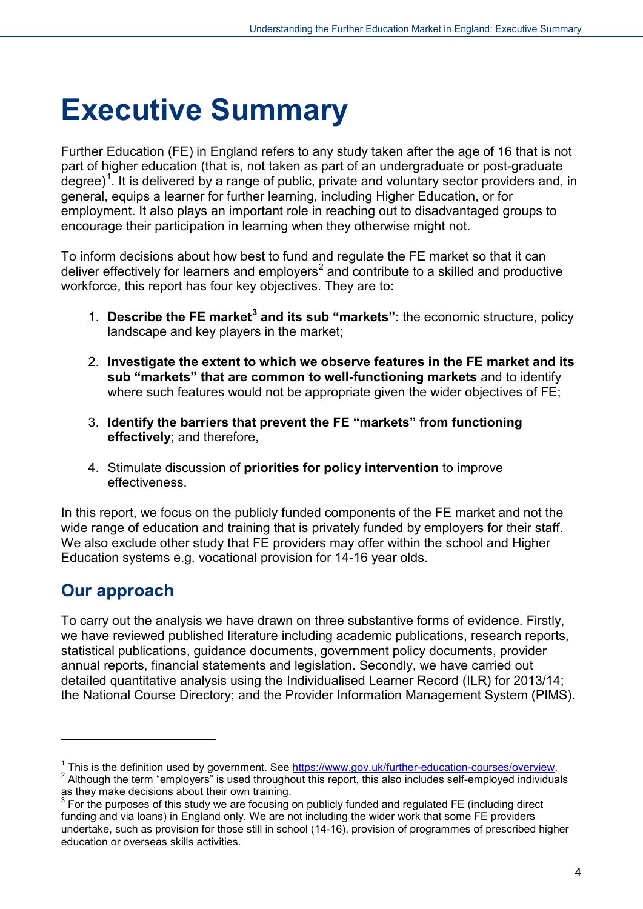# Executive Summary

Further Education (FE) in England refers to any study taken after the age of 16 that is not part of higher education (that is, not taken as part of an undergraduate or post-graduate degree)[1]. It is delivered by a range of public, private and voluntary sector providers and, in general, equips a learner for further learning, including Higher Education, or for employment. It also plays an important role in reaching out to disadvantaged groups to encourage their participation in learning when they otherwise might not.

To inform decisions about how best to fund and regulate the FE market so that it can deliver effectively for learners and employers[2] and contribute to a skilled and productive workforce, this report has four key objectives. They are to:

1. **Describe the FE market[3] and its sub "markets"**: the economic structure, policy landscape and key players in the market;

2. **Investigate the extent to which we observe features in the FE market and its sub "markets" that are common to well-functioning markets** and to identify where such features would not be appropriate given the wider objectives of FE;

3. **Identify the barriers that prevent the FE "markets" from functioning effectively**; and therefore,

4. Stimulate discussion of **priorities for policy intervention** to improve effectiveness.

In this report, we focus on the publicly funded components of the FE market and not the wide range of education and training that is privately funded by employers for their staff. We also exclude other study that FE providers may offer within the school and Higher Education systems e.g. vocational provision for 14-16 year olds.

## Our approach

To carry out the analysis we have drawn on three substantive forms of evidence. Firstly, we have reviewed published literature including academic publications, research reports, statistical publications, guidance documents, government policy documents, provider annual reports, financial statements and legislation. Secondly, we have carried out detailed quantitative analysis using the Individualised Learner Record (ILR) for 2013/14; the National Course Directory; and the Provider Information Management System (PIMS).

---

[1] This is the definition used by government. See https://www.gov.uk/further-education-courses/overview.

[2] Although the term "employers" is used throughout this report, this also includes self-employed individuals as they make decisions about their own training.

[3] For the purposes of this study we are focusing on publicly funded and regulated FE (including direct funding and via loans) in England only. We are not including the wider work that some FE providers undertake, such as provision for those still in school (14-16), provision of programmes of prescribed higher education or overseas skills activities.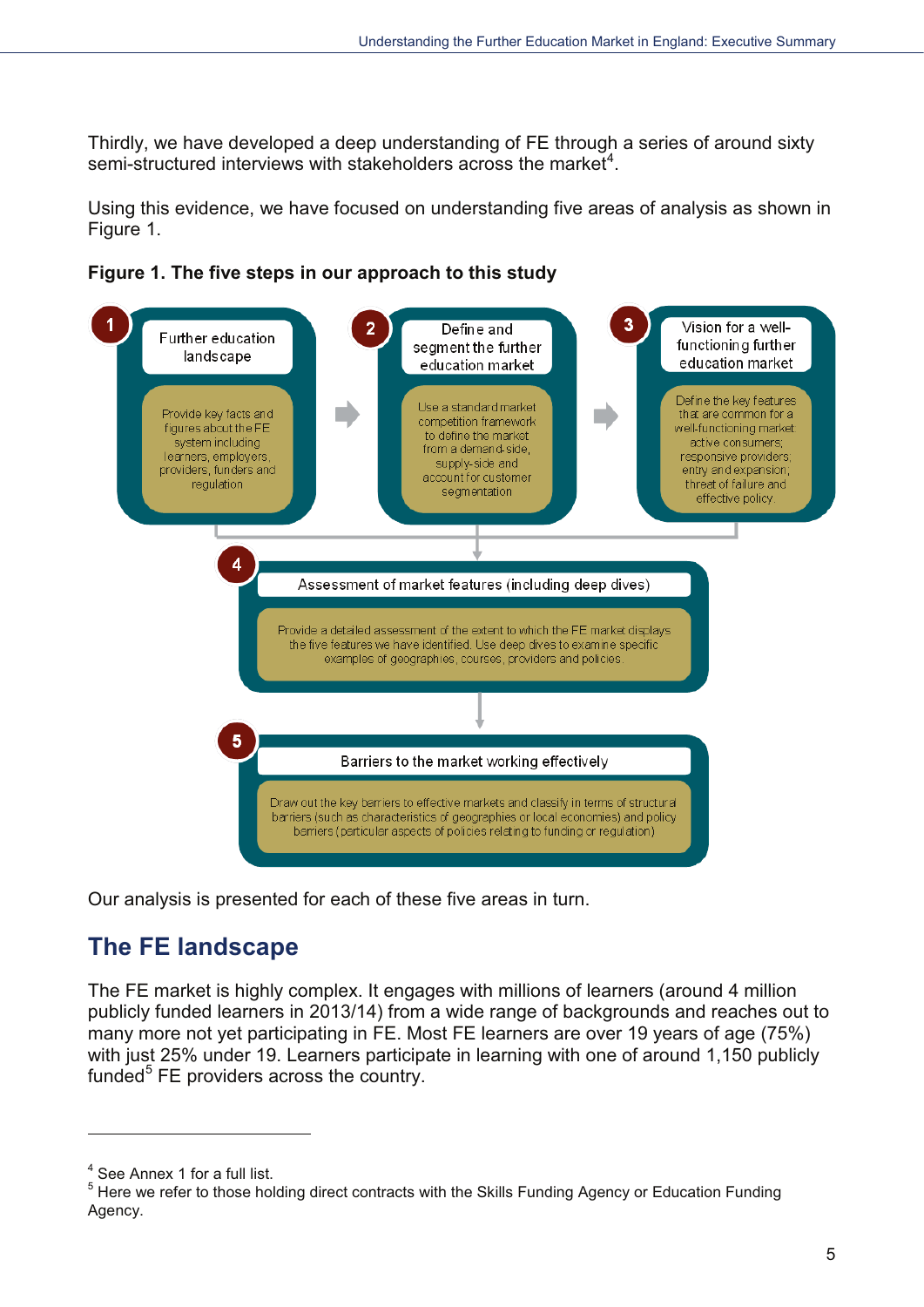Thirdly, we have developed a deep understanding of FE through a series of around sixty semi-structured interviews with stakeholders across the market[4].

Using this evidence, we have focused on understanding five areas of analysis as shown in Figure 1.

**Figure 1. The five steps in our approach to this study**

1. **Further education landscape**
   Provide key facts and figures about the FE system including learners, employers, providers, funders and regulation

2. **Define and segment the further education market**
   Use a standard market competition framework to define the market from a demand-side, supply-side and account for customer segmentation

3. **Vision for a well-functioning further education market**
   Define the key features that are common for a well-functioning market: active consumers; responsive providers; entry and expansion; threat of failure and effective policy

4. **Assessment of market features (including deep dives)**
   Provide a detailed assessment of the extent to which the FE market displays the five features we have identified. Use deep dives to examine specific examples of geographies, courses, providers and policies

5. **Barriers to the market working effectively**
   Draw out the key barriers to effective markets and classify in terms of structural barriers (such as characteristics of geographies or local economies) and policy barriers (particular aspects of policies relating to funding or regulation)

Our analysis is presented for each of these five areas in turn.

## The FE landscape

The FE market is highly complex. It engages with millions of learners (around 4 million publicly funded learners in 2013/14) from a wide range of backgrounds and reaches out to many more not yet participating in FE. Most FE learners are over 19 years of age (75%) with just 25% under 19. Learners participate in learning with one of around 1,150 publicly funded[5] FE providers across the country.

---

[4] See Annex 1 for a full list.

[5] Here we refer to those holding direct contracts with the Skills Funding Agency or Education Funding Agency.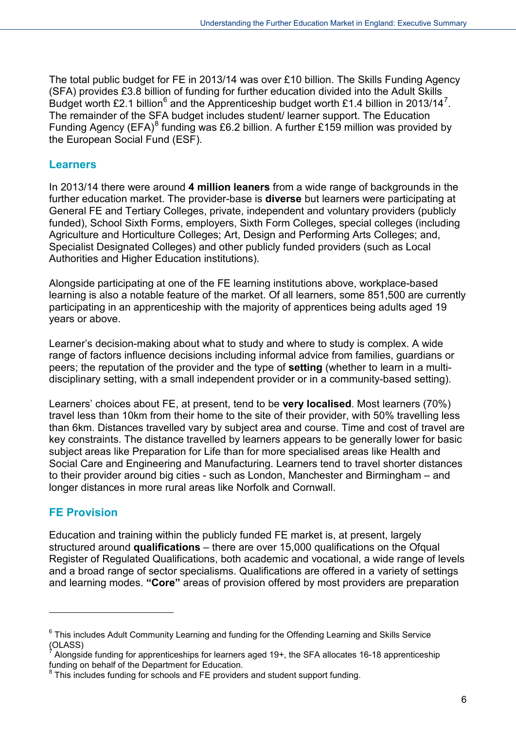The total public budget for FE in 2013/14 was over £10 billion. The Skills Funding Agency (SFA) provides £3.8 billion of funding for further education divided into the Adult Skills Budget worth £2.1 billion[6] and the Apprenticeship budget worth £1.4 billion in 2013/14[7]. The remainder of the SFA budget includes student/ learner support. The Education Funding Agency (EFA)[8] funding was £6.2 billion. A further £159 million was provided by the European Social Fund (ESF).

## Learners

In 2013/14 there were around **4 million leaners** from a wide range of backgrounds in the further education market. The provider-base is **diverse** but learners were participating at General FE and Tertiary Colleges, private, independent and voluntary providers (publicly funded), School Sixth Forms, employers, Sixth Form Colleges, special colleges (including Agriculture and Horticulture Colleges; Art, Design and Performing Arts Colleges; and, Specialist Designated Colleges) and other publicly funded providers (such as Local Authorities and Higher Education institutions).

Alongside participating at one of the FE learning institutions above, workplace-based learning is also a notable feature of the market. Of all learners, some 851,500 are currently participating in an apprenticeship with the majority of apprentices being adults aged 19 years or above.

Learner's decision-making about what to study and where to study is complex. A wide range of factors influence decisions including informal advice from families, guardians or peers; the reputation of the provider and the type of **setting** (whether to learn in a multi-disciplinary setting, with a small independent provider or in a community-based setting).

Learners' choices about FE, at present, tend to be **very localised**. Most learners (70%) travel less than 10km from their home to the site of their provider, with 50% travelling less than 6km. Distances travelled vary by subject area and course. Time and cost of travel are key constraints. The distance travelled by learners appears to be generally lower for basic subject areas like Preparation for Life than for more specialised areas like Health and Social Care and Engineering and Manufacturing. Learners tend to travel shorter distances to their provider around big cities - such as London, Manchester and Birmingham – and longer distances in more rural areas like Norfolk and Cornwall.

## FE Provision

Education and training within the publicly funded FE market is, at present, largely structured around **qualifications** – there are over 15,000 qualifications on the Ofqual Register of Regulated Qualifications, both academic and vocational, a wide range of levels and a broad range of sector specialisms. Qualifications are offered in a variety of settings and learning modes. **"Core"** areas of provision offered by most providers are preparation

---

[6] This includes Adult Community Learning and funding for the Offending Learning and Skills Service (OLASS)

[7] Alongside funding for apprenticeships for learners aged 19+, the SFA allocates 16-18 apprenticeship funding on behalf of the Department for Education.

[8] This includes funding for schools and FE providers and student support funding.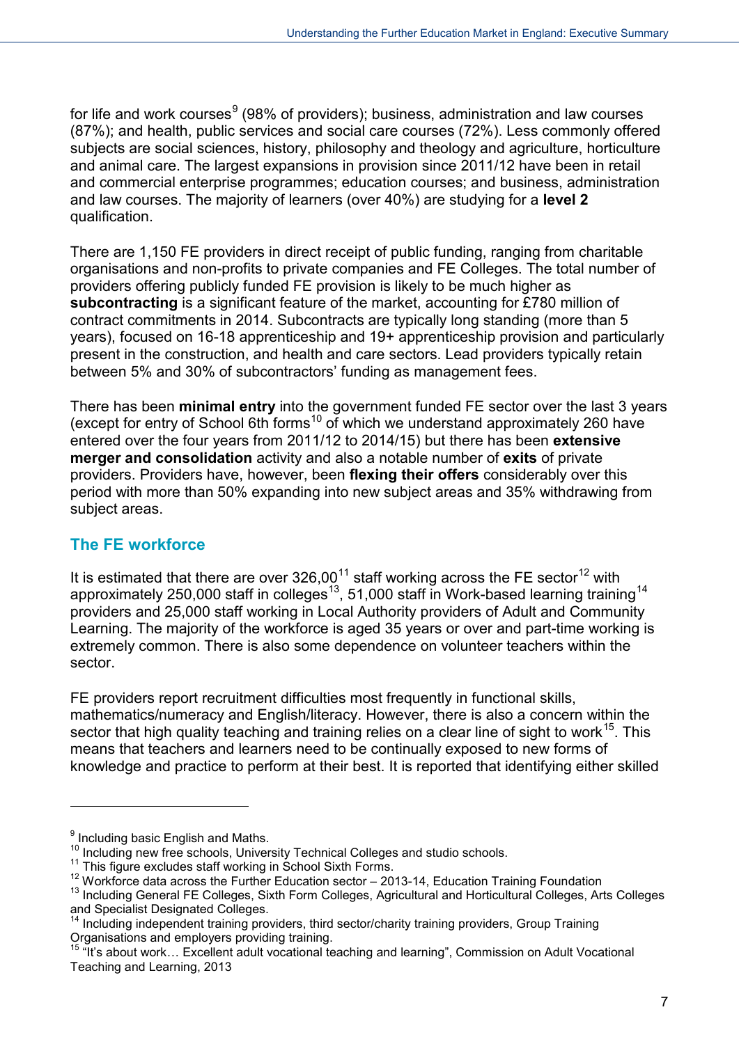for life and work courses[9] (98% of providers); business, administration and law courses (87%); and health, public services and social care courses (72%). Less commonly offered subjects are social sciences, history, philosophy and theology and agriculture, horticulture and animal care. The largest expansions in provision since 2011/12 have been in retail and commercial enterprise programmes; education courses; and business, administration and law courses. The majority of learners (over 40%) are studying for a **level 2** qualification.

There are 1,150 FE providers in direct receipt of public funding, ranging from charitable organisations and non-profits to private companies and FE Colleges. The total number of providers offering publicly funded FE provision is likely to be much higher as **subcontracting** is a significant feature of the market, accounting for £780 million of contract commitments in 2014. Subcontracts are typically long standing (more than 5 years), focused on 16-18 apprenticeship and 19+ apprenticeship provision and particularly present in the construction, and health and care sectors. Lead providers typically retain between 5% and 30% of subcontractors' funding as management fees.

There has been **minimal entry** into the government funded FE sector over the last 3 years (except for entry of School 6th forms[10] of which we understand approximately 260 have entered over the four years from 2011/12 to 2014/15) but there has been **extensive merger and consolidation** activity and also a notable number of **exits** of private providers. Providers have, however, been **flexing their offers** considerably over this period with more than 50% expanding into new subject areas and 35% withdrawing from subject areas.

## The FE workforce

It is estimated that there are over 326,00[11] staff working across the FE sector[12] with approximately 250,000 staff in colleges[13], 51,000 staff in Work-based learning training[14] providers and 25,000 staff working in Local Authority providers of Adult and Community Learning. The majority of the workforce is aged 35 years or over and part-time working is extremely common. There is also some dependence on volunteer teachers within the sector.

FE providers report recruitment difficulties most frequently in functional skills, mathematics/numeracy and English/literacy. However, there is also a concern within the sector that high quality teaching and training relies on a clear line of sight to work[15]. This means that teachers and learners need to be continually exposed to new forms of knowledge and practice to perform at their best. It is reported that identifying either skilled

---

[9] Including basic English and Maths.

[10] Including new free schools, University Technical Colleges and studio schools.

[11] This figure excludes staff working in School Sixth Forms.

[12] Workforce data across the Further Education sector – 2013-14, Education Training Foundation

[13] Including General FE Colleges, Sixth Form Colleges, Agricultural and Horticultural Colleges, Arts Colleges and Specialist Designated Colleges.

[14] Including independent training providers, third sector/charity training providers, Group Training Organisations and employers providing training.

[15] "It's about work… Excellent adult vocational teaching and learning", Commission on Adult Vocational Teaching and Learning, 2013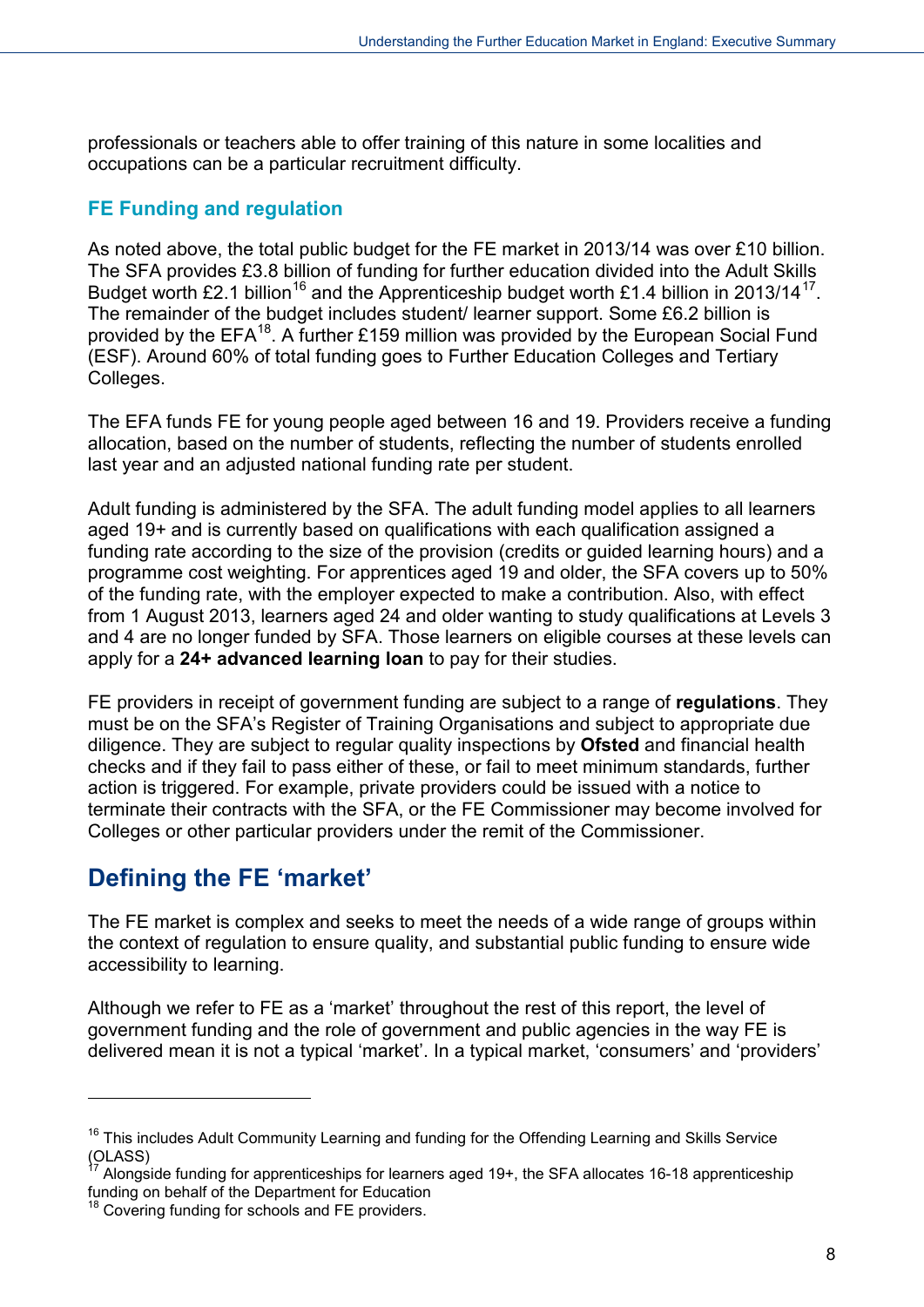professionals or teachers able to offer training of this nature in some localities and occupations can be a particular recruitment difficulty.

### FE Funding and regulation

As noted above, the total public budget for the FE market in 2013/14 was over £10 billion. The SFA provides £3.8 billion of funding for further education divided into the Adult Skills Budget worth £2.1 billion[16] and the Apprenticeship budget worth £1.4 billion in 2013/14[17]. The remainder of the budget includes student/ learner support. Some £6.2 billion is provided by the EFA[18]. A further £159 million was provided by the European Social Fund (ESF). Around 60% of total funding goes to Further Education Colleges and Tertiary Colleges.

The EFA funds FE for young people aged between 16 and 19. Providers receive a funding allocation, based on the number of students, reflecting the number of students enrolled last year and an adjusted national funding rate per student.

Adult funding is administered by the SFA. The adult funding model applies to all learners aged 19+ and is currently based on qualifications with each qualification assigned a funding rate according to the size of the provision (credits or guided learning hours) and a programme cost weighting. For apprentices aged 19 and older, the SFA covers up to 50% of the funding rate, with the employer expected to make a contribution. Also, with effect from 1 August 2013, learners aged 24 and older wanting to study qualifications at Levels 3 and 4 are no longer funded by SFA. Those learners on eligible courses at these levels can apply for a **24+ advanced learning loan** to pay for their studies.

FE providers in receipt of government funding are subject to a range of **regulations**. They must be on the SFA's Register of Training Organisations and subject to appropriate due diligence. They are subject to regular quality inspections by **Ofsted** and financial health checks and if they fail to pass either of these, or fail to meet minimum standards, further action is triggered. For example, private providers could be issued with a notice to terminate their contracts with the SFA, or the FE Commissioner may become involved for Colleges or other particular providers under the remit of the Commissioner.

## Defining the FE 'market'

The FE market is complex and seeks to meet the needs of a wide range of groups within the context of regulation to ensure quality, and substantial public funding to ensure wide accessibility to learning.

Although we refer to FE as a 'market' throughout the rest of this report, the level of government funding and the role of government and public agencies in the way FE is delivered mean it is not a typical 'market'. In a typical market, 'consumers' and 'providers'

---

[16] This includes Adult Community Learning and funding for the Offending Learning and Skills Service (OLASS)

[17] Alongside funding for apprenticeships for learners aged 19+, the SFA allocates 16-18 apprenticeship funding on behalf of the Department for Education

[18] Covering funding for schools and FE providers.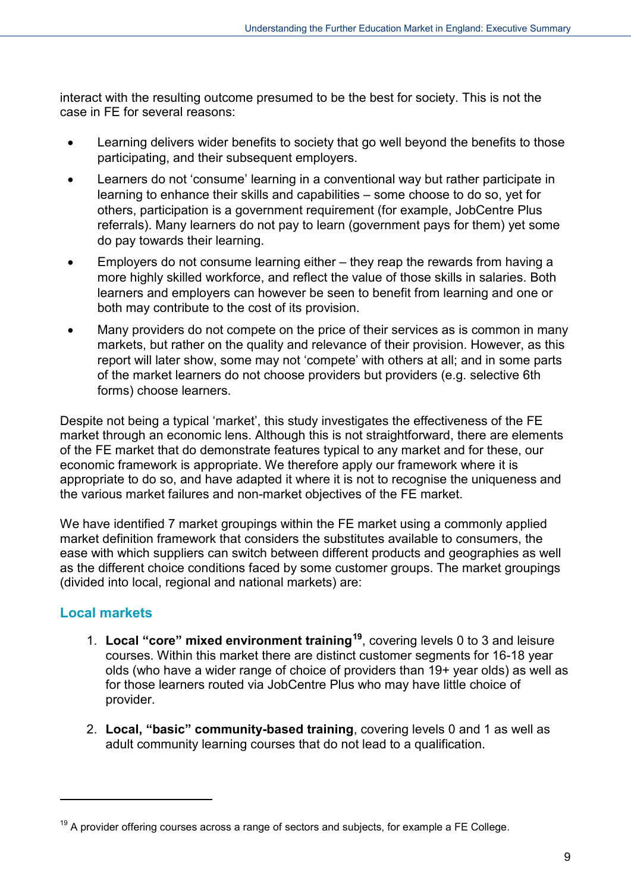interact with the resulting outcome presumed to be the best for society. This is not the case in FE for several reasons:

- Learning delivers wider benefits to society that go well beyond the benefits to those participating, and their subsequent employers.
- Learners do not 'consume' learning in a conventional way but rather participate in learning to enhance their skills and capabilities – some choose to do so, yet for others, participation is a government requirement (for example, JobCentre Plus referrals). Many learners do not pay to learn (government pays for them) yet some do pay towards their learning.
- Employers do not consume learning either – they reap the rewards from having a more highly skilled workforce, and reflect the value of those skills in salaries. Both learners and employers can however be seen to benefit from learning and one or both may contribute to the cost of its provision.
- Many providers do not compete on the price of their services as is common in many markets, but rather on the quality and relevance of their provision. However, as this report will later show, some may not 'compete' with others at all; and in some parts of the market learners do not choose providers but providers (e.g. selective 6th forms) choose learners.

Despite not being a typical 'market', this study investigates the effectiveness of the FE market through an economic lens. Although this is not straightforward, there are elements of the FE market that do demonstrate features typical to any market and for these, our economic framework is appropriate. We therefore apply our framework where it is appropriate to do so, and have adapted it where it is not to recognise the uniqueness and the various market failures and non-market objectives of the FE market.

We have identified 7 market groupings within the FE market using a commonly applied market definition framework that considers the substitutes available to consumers, the ease with which suppliers can switch between different products and geographies as well as the different choice conditions faced by some customer groups. The market groupings (divided into local, regional and national markets) are:

## Local markets

1. **Local "core" mixed environment training**[19], covering levels 0 to 3 and leisure courses. Within this market there are distinct customer segments for 16-18 year olds (who have a wider range of choice of providers than 19+ year olds) as well as for those learners routed via JobCentre Plus who may have little choice of provider.

2. **Local, "basic" community-based training**, covering levels 0 and 1 as well as adult community learning courses that do not lead to a qualification.

---

[19] A provider offering courses across a range of sectors and subjects, for example a FE College.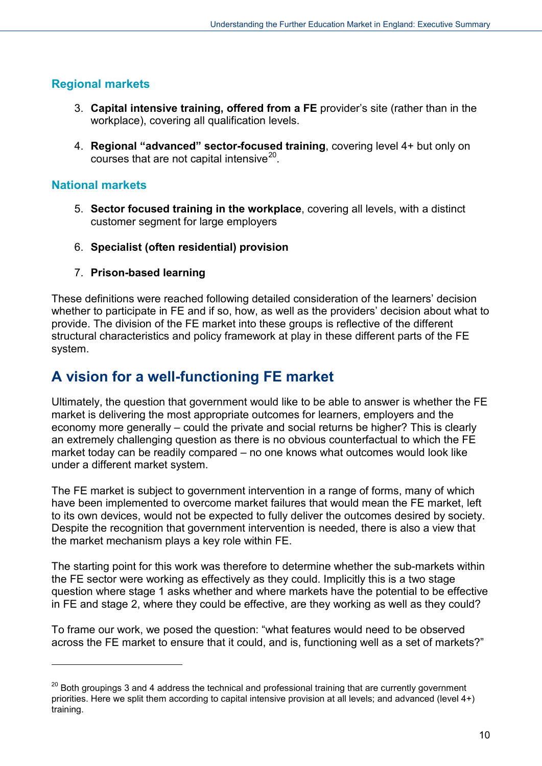### Regional markets

3. **Capital intensive training, offered from a FE** provider's site (rather than in the workplace), covering all qualification levels.

4. **Regional "advanced" sector-focused training**, covering level 4+ but only on courses that are not capital intensive[20].

### National markets

5. **Sector focused training in the workplace**, covering all levels, with a distinct customer segment for large employers

6. **Specialist (often residential) provision**

7. **Prison-based learning**

These definitions were reached following detailed consideration of the learners' decision whether to participate in FE and if so, how, as well as the providers' decision about what to provide. The division of the FE market into these groups is reflective of the different structural characteristics and policy framework at play in these different parts of the FE system.

## A vision for a well-functioning FE market

Ultimately, the question that government would like to be able to answer is whether the FE market is delivering the most appropriate outcomes for learners, employers and the economy more generally – could the private and social returns be higher? This is clearly an extremely challenging question as there is no obvious counterfactual to which the FE market today can be readily compared – no one knows what outcomes would look like under a different market system.

The FE market is subject to government intervention in a range of forms, many of which have been implemented to overcome market failures that would mean the FE market, left to its own devices, would not be expected to fully deliver the outcomes desired by society. Despite the recognition that government intervention is needed, there is also a view that the market mechanism plays a key role within FE.

The starting point for this work was therefore to determine whether the sub-markets within the FE sector were working as effectively as they could. Implicitly this is a two stage question where stage 1 asks whether and where markets have the potential to be effective in FE and stage 2, where they could be effective, are they working as well as they could?

To frame our work, we posed the question: "what features would need to be observed across the FE market to ensure that it could, and is, functioning well as a set of markets?"

---

[20] Both groupings 3 and 4 address the technical and professional training that are currently government priorities. Here we split them according to capital intensive provision at all levels; and advanced (level 4+) training.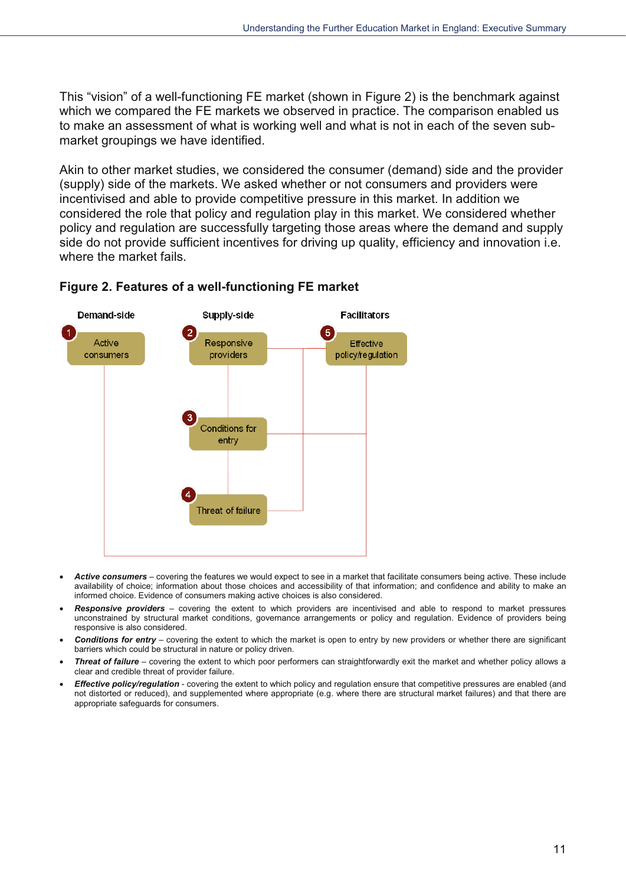This "vision" of a well-functioning FE market (shown in Figure 2) is the benchmark against which we compared the FE markets we observed in practice. The comparison enabled us to make an assessment of what is working well and what is not in each of the seven sub-market groupings we have identified.

Akin to other market studies, we considered the consumer (demand) side and the provider (supply) side of the markets. We asked whether or not consumers and providers were incentivised and able to provide competitive pressure in this market. In addition we considered the role that policy and regulation play in this market. We considered whether policy and regulation are successfully targeting those areas where the demand and supply side do not provide sufficient incentives for driving up quality, efficiency and innovation i.e. where the market fails.

**Figure 2. Features of a well-functioning FE market**

Demand-side | Supply-side | Facilitators

1 Active consumers

2 Responsive providers

3 Conditions for entry

4 Threat of failure

5 Effective policy/regulation

- ***Active consumers*** – covering the features we would expect to see in a market that facilitate consumers being active. These include availability of choice; information about those choices and accessibility of that information; and confidence and ability to make an informed choice. Evidence of consumers making active choices is also considered.
- ***Responsive providers*** – covering the extent to which providers are incentivised and able to respond to market pressures unconstrained by structural market conditions, governance arrangements or policy and regulation. Evidence of providers being responsive is also considered.
- ***Conditions for entry*** – covering the extent to which the market is open to entry by new providers or whether there are significant barriers which could be structural in nature or policy driven.
- ***Threat of failure*** – covering the extent to which poor performers can straightforwardly exit the market and whether policy allows a clear and credible threat of provider failure.
- ***Effective policy/regulation*** - covering the extent to which policy and regulation ensure that competitive pressures are enabled (and not distorted or reduced), and supplemented where appropriate (e.g. where there are structural market failures) and that there are appropriate safeguards for consumers.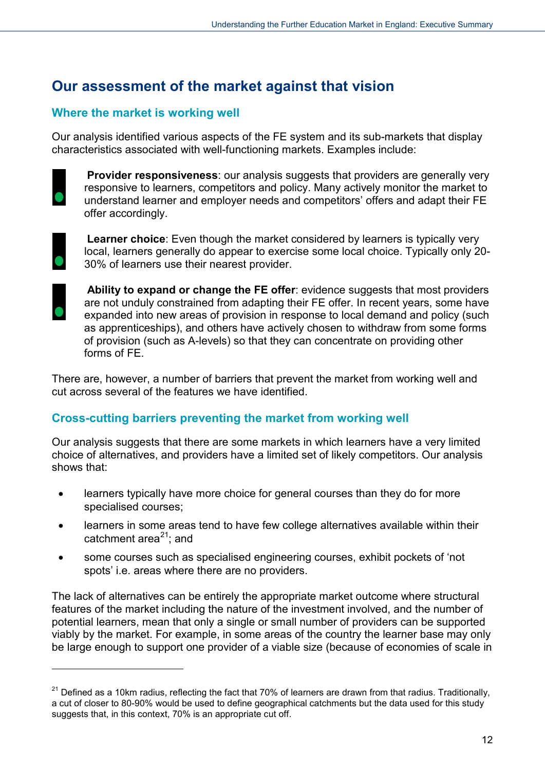## Our assessment of the market against that vision

### Where the market is working well

Our analysis identified various aspects of the FE system and its sub-markets that display characteristics associated with well-functioning markets. Examples include:

**Provider responsiveness**: our analysis suggests that providers are generally very responsive to learners, competitors and policy. Many actively monitor the market to understand learner and employer needs and competitors' offers and adapt their FE offer accordingly.

**Learner choice**: Even though the market considered by learners is typically very local, learners generally do appear to exercise some local choice. Typically only 20-30% of learners use their nearest provider.

**Ability to expand or change the FE offer**: evidence suggests that most providers are not unduly constrained from adapting their FE offer. In recent years, some have expanded into new areas of provision in response to local demand and policy (such as apprenticeships), and others have actively chosen to withdraw from some forms of provision (such as A-levels) so that they can concentrate on providing other forms of FE.

There are, however, a number of barriers that prevent the market from working well and cut across several of the features we have identified.

### Cross-cutting barriers preventing the market from working well

Our analysis suggests that there are some markets in which learners have a very limited choice of alternatives, and providers have a limited set of likely competitors. Our analysis shows that:

- learners typically have more choice for general courses than they do for more specialised courses;
- learners in some areas tend to have few college alternatives available within their catchment area[21]; and
- some courses such as specialised engineering courses, exhibit pockets of 'not spots' i.e. areas where there are no providers.

The lack of alternatives can be entirely the appropriate market outcome where structural features of the market including the nature of the investment involved, and the number of potential learners, mean that only a single or small number of providers can be supported viably by the market. For example, in some areas of the country the learner base may only be large enough to support one provider of a viable size (because of economies of scale in

[21] Defined as a 10km radius, reflecting the fact that 70% of learners are drawn from that radius. Traditionally, a cut of closer to 80-90% would be used to define geographical catchments but the data used for this study suggests that, in this context, 70% is an appropriate cut off.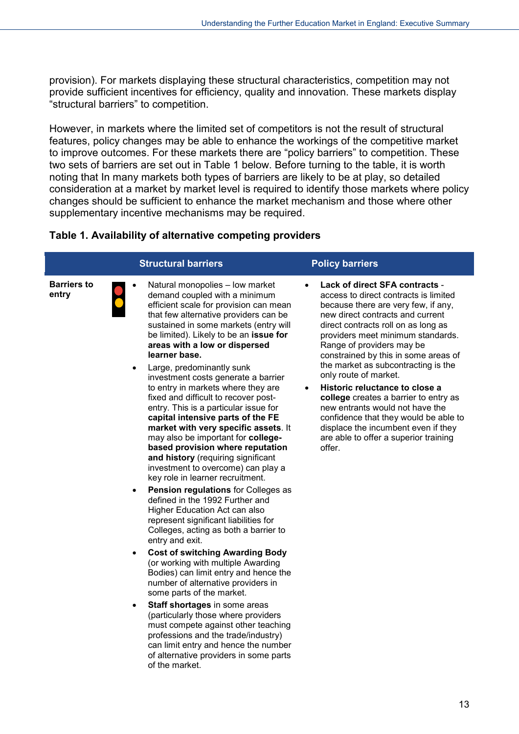provision). For markets displaying these structural characteristics, competition may not provide sufficient incentives for efficiency, quality and innovation. These markets display "structural barriers" to competition.

However, in markets where the limited set of competitors is not the result of structural features, policy changes may be able to enhance the workings of the competitive market to improve outcomes. For these markets there are "policy barriers" to competition. These two sets of barriers are set out in Table 1 below. Before turning to the table, it is worth noting that In many markets both types of barriers are likely to be at play, so detailed consideration at a market by market level is required to identify those markets where policy changes should be sufficient to enhance the market mechanism and those where other supplementary incentive mechanisms may be required.

**Table 1. Availability of alternative competing providers**

| | Structural barriers | Policy barriers |
|---|---|---|
| **Barriers to entry** | • Natural monopolies – low market demand coupled with a minimum efficient scale for provision can mean that few alternative providers can be sustained in some markets (entry will be limited). Likely to be an **issue for areas with a low or dispersed learner base.**<br>• Large, predominantly sunk investment costs generate a barrier to entry in markets where they are fixed and difficult to recover post-entry. This is a particular issue for **capital intensive parts of the FE market with very specific assets**. It may also be important for **college-based provision where reputation and history** (requiring significant investment to overcome) can play a key role in learner recruitment.<br>• **Pension regulations** for Colleges as defined in the 1992 Further and Higher Education Act can also represent significant liabilities for Colleges, acting as both a barrier to entry and exit.<br>• **Cost of switching Awarding Body** (or working with multiple Awarding Bodies) can limit entry and hence the number of alternative providers in some parts of the market.<br>• **Staff shortages** in some areas (particularly those where providers must compete against other teaching professions and the trade/industry) can limit entry and hence the number of alternative providers in some parts of the market. | • **Lack of direct SFA contracts** - access to direct contracts is limited because there are very few, if any, new direct contracts and current direct contracts roll on as long as providers meet minimum standards. Range of providers may be constrained by this in some areas of the market as subcontracting is the only route of market.<br>• **Historic reluctance to close a college** creates a barrier to entry as new entrants would not have the confidence that they would be able to displace the incumbent even if they are able to offer a superior training offer. |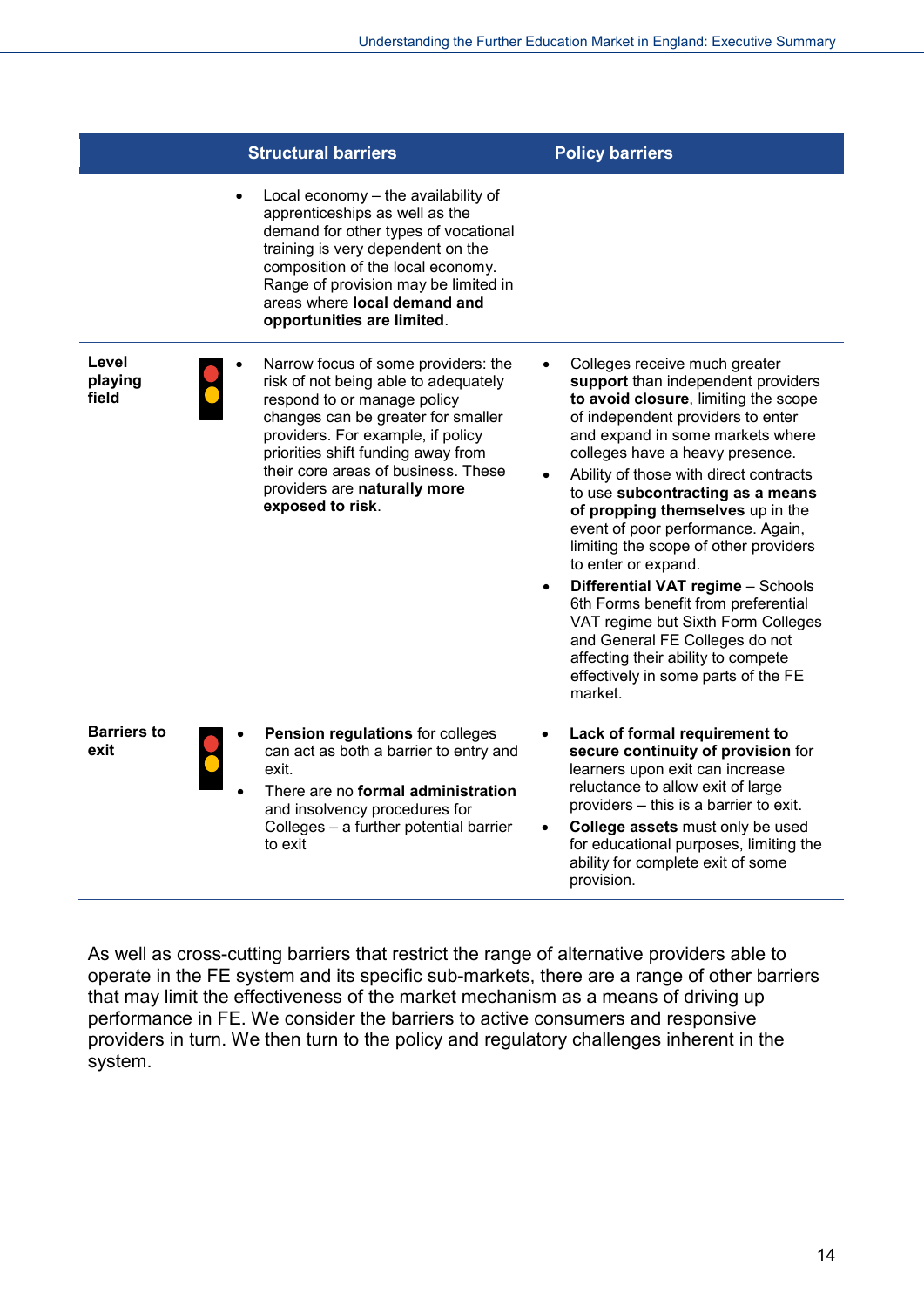| | | Structural barriers | Policy barriers |
|---|---|---|---|
| | | • Local economy – the availability of apprenticeships as well as the demand for other types of vocational training is very dependent on the composition of the local economy. Range of provision may be limited in areas where **local demand and opportunities are limited**. | |
| **Level playing field** | | • Narrow focus of some providers: the risk of not being able to adequately respond to or manage policy changes can be greater for smaller providers. For example, if policy priorities shift funding away from their core areas of business. These providers are **naturally more exposed to risk**. | • Colleges receive much greater **support** than independent providers **to avoid closure**, limiting the scope of independent providers to enter and expand in some markets where colleges have a heavy presence.<br>• Ability of those with direct contracts to use **subcontracting as a means of propping themselves** up in the event of poor performance. Again, limiting the scope of other providers to enter or expand.<br>• **Differential VAT regime** – Schools 6th Forms benefit from preferential VAT regime but Sixth Form Colleges and General FE Colleges do not affecting their ability to compete effectively in some parts of the FE market. |
| **Barriers to exit** | | • **Pension regulations** for colleges can act as both a barrier to entry and exit.<br>• There are no **formal administration** and insolvency procedures for Colleges – a further potential barrier to exit | • **Lack of formal requirement to secure continuity of provision** for learners upon exit can increase reluctance to allow exit of large providers – this is a barrier to exit.<br>• **College assets** must only be used for educational purposes, limiting the ability for complete exit of some provision. |

As well as cross-cutting barriers that restrict the range of alternative providers able to operate in the FE system and its specific sub-markets, there are a range of other barriers that may limit the effectiveness of the market mechanism as a means of driving up performance in FE. We consider the barriers to active consumers and responsive providers in turn. We then turn to the policy and regulatory challenges inherent in the system.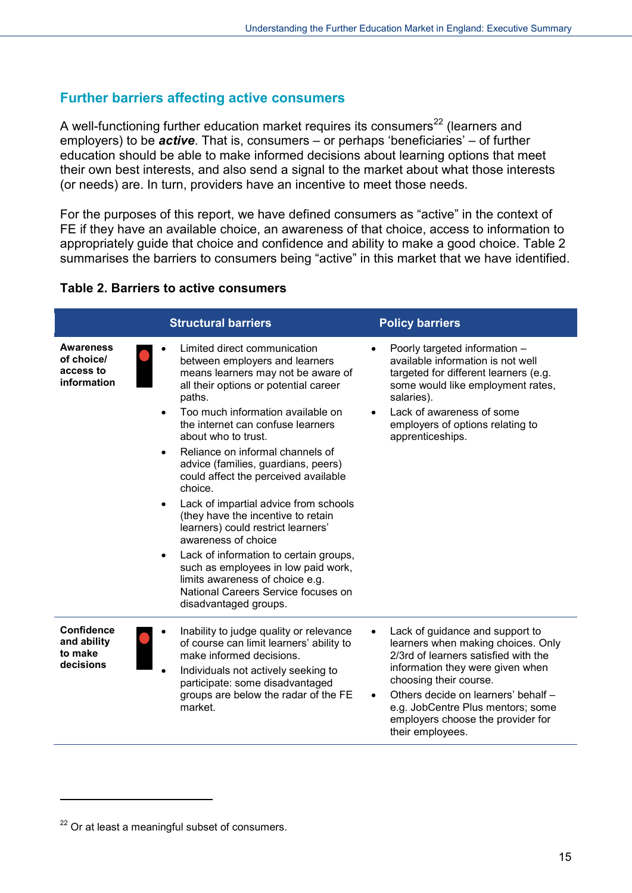## Further barriers affecting active consumers

A well-functioning further education market requires its consumers[22] (learners and employers) to be ***active***. That is, consumers – or perhaps 'beneficiaries' – of further education should be able to make informed decisions about learning options that meet their own best interests, and also send a signal to the market about what those interests (or needs) are. In turn, providers have an incentive to meet those needs.

For the purposes of this report, we have defined consumers as "active" in the context of FE if they have an available choice, an awareness of that choice, access to information to appropriately guide that choice and confidence and ability to make a good choice. Table 2 summarises the barriers to consumers being "active" in this market that we have identified.

**Table 2. Barriers to active consumers**

| | Structural barriers | Policy barriers |
|---|---|---|
| **Awareness of choice/ access to information** | • Limited direct communication between employers and learners means learners may not be aware of all their options or potential career paths.<br>• Too much information available on the internet can confuse learners about who to trust.<br>• Reliance on informal channels of advice (families, guardians, peers) could affect the perceived available choice.<br>• Lack of impartial advice from schools (they have the incentive to retain learners) could restrict learners' awareness of choice<br>• Lack of information to certain groups, such as employees in low paid work, limits awareness of choice e.g. National Careers Service focuses on disadvantaged groups. | • Poorly targeted information – available information is not well targeted for different learners (e.g. some would like employment rates, salaries).<br>• Lack of awareness of some employers of options relating to apprenticeships. |
| **Confidence and ability to make decisions** | • Inability to judge quality or relevance of course can limit learners' ability to make informed decisions.<br>• Individuals not actively seeking to participate: some disadvantaged groups are below the radar of the FE market. | • Lack of guidance and support to learners when making choices. Only 2/3rd of learners satisfied with the information they were given when choosing their course.<br>• Others decide on learners' behalf – e.g. JobCentre Plus mentors; some employers choose the provider for their employees. |

[22] Or at least a meaningful subset of consumers.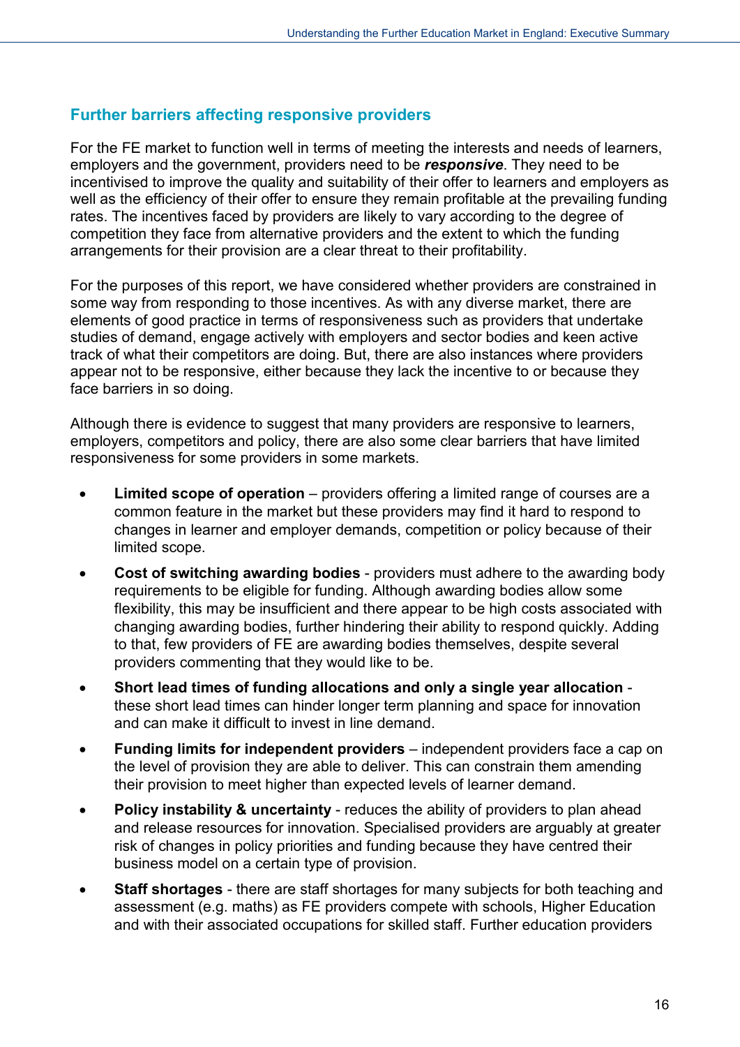## Further barriers affecting responsive providers

For the FE market to function well in terms of meeting the interests and needs of learners, employers and the government, providers need to be ***responsive***. They need to be incentivised to improve the quality and suitability of their offer to learners and employers as well as the efficiency of their offer to ensure they remain profitable at the prevailing funding rates. The incentives faced by providers are likely to vary according to the degree of competition they face from alternative providers and the extent to which the funding arrangements for their provision are a clear threat to their profitability.

For the purposes of this report, we have considered whether providers are constrained in some way from responding to those incentives. As with any diverse market, there are elements of good practice in terms of responsiveness such as providers that undertake studies of demand, engage actively with employers and sector bodies and keen active track of what their competitors are doing. But, there are also instances where providers appear not to be responsive, either because they lack the incentive to or because they face barriers in so doing.

Although there is evidence to suggest that many providers are responsive to learners, employers, competitors and policy, there are also some clear barriers that have limited responsiveness for some providers in some markets.

- **Limited scope of operation** – providers offering a limited range of courses are a common feature in the market but these providers may find it hard to respond to changes in learner and employer demands, competition or policy because of their limited scope.
- **Cost of switching awarding bodies** - providers must adhere to the awarding body requirements to be eligible for funding. Although awarding bodies allow some flexibility, this may be insufficient and there appear to be high costs associated with changing awarding bodies, further hindering their ability to respond quickly. Adding to that, few providers of FE are awarding bodies themselves, despite several providers commenting that they would like to be.
- **Short lead times of funding allocations and only a single year allocation** - these short lead times can hinder longer term planning and space for innovation and can make it difficult to invest in line demand.
- **Funding limits for independent providers** – independent providers face a cap on the level of provision they are able to deliver. This can constrain them amending their provision to meet higher than expected levels of learner demand.
- **Policy instability & uncertainty** - reduces the ability of providers to plan ahead and release resources for innovation. Specialised providers are arguably at greater risk of changes in policy priorities and funding because they have centred their business model on a certain type of provision.
- **Staff shortages** - there are staff shortages for many subjects for both teaching and assessment (e.g. maths) as FE providers compete with schools, Higher Education and with their associated occupations for skilled staff. Further education providers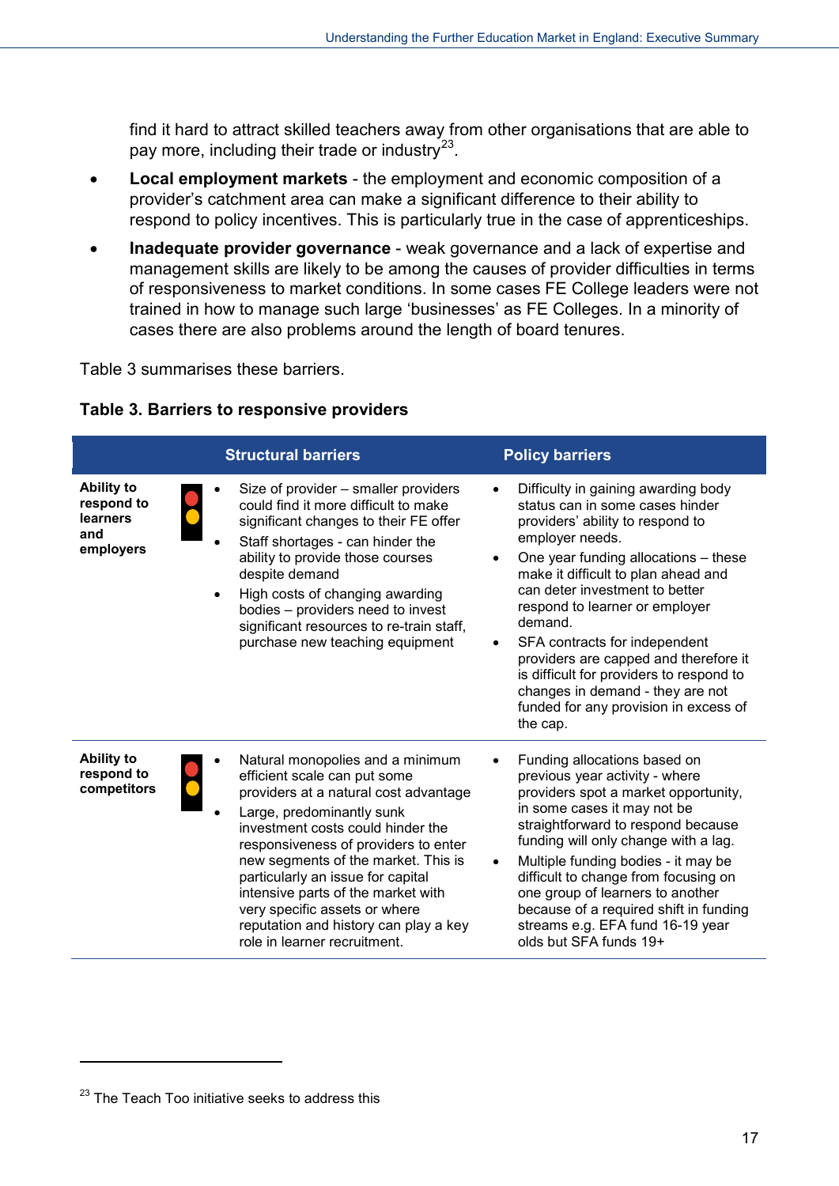find it hard to attract skilled teachers away from other organisations that are able to pay more, including their trade or industry[23].

- **Local employment markets** - the employment and economic composition of a provider's catchment area can make a significant difference to their ability to respond to policy incentives. This is particularly true in the case of apprenticeships.
- **Inadequate provider governance** - weak governance and a lack of expertise and management skills are likely to be among the causes of provider difficulties in terms of responsiveness to market conditions. In some cases FE College leaders were not trained in how to manage such large 'businesses' as FE Colleges. In a minority of cases there are also problems around the length of board tenures.

Table 3 summarises these barriers.

**Table 3. Barriers to responsive providers**

| | | Structural barriers | Policy barriers |
|---|---|---|---|
| **Ability to respond to learners and employers** | | • Size of provider – smaller providers could find it more difficult to make significant changes to their FE offer<br>• Staff shortages - can hinder the ability to provide those courses despite demand<br>• High costs of changing awarding bodies – providers need to invest significant resources to re-train staff, purchase new teaching equipment | • Difficulty in gaining awarding body status can in some cases hinder providers' ability to respond to employer needs.<br>• One year funding allocations – these make it difficult to plan ahead and can deter investment to better respond to learner or employer demand.<br>• SFA contracts for independent providers are capped and therefore it is difficult for providers to respond to changes in demand - they are not funded for any provision in excess of the cap. |
| **Ability to respond to competitors** | | • Natural monopolies and a minimum efficient scale can put some providers at a natural cost advantage<br>• Large, predominantly sunk investment costs could hinder the responsiveness of providers to enter new segments of the market. This is particularly an issue for capital intensive parts of the market with very specific assets or where reputation and history can play a key role in learner recruitment. | • Funding allocations based on previous year activity - where providers spot a market opportunity, in some cases it may not be straightforward to respond because funding will only change with a lag.<br>• Multiple funding bodies - it may be difficult to change from focusing on one group of learners to another because of a required shift in funding streams e.g. EFA fund 16-19 year olds but SFA funds 19+ |

[23] The Teach Too initiative seeks to address this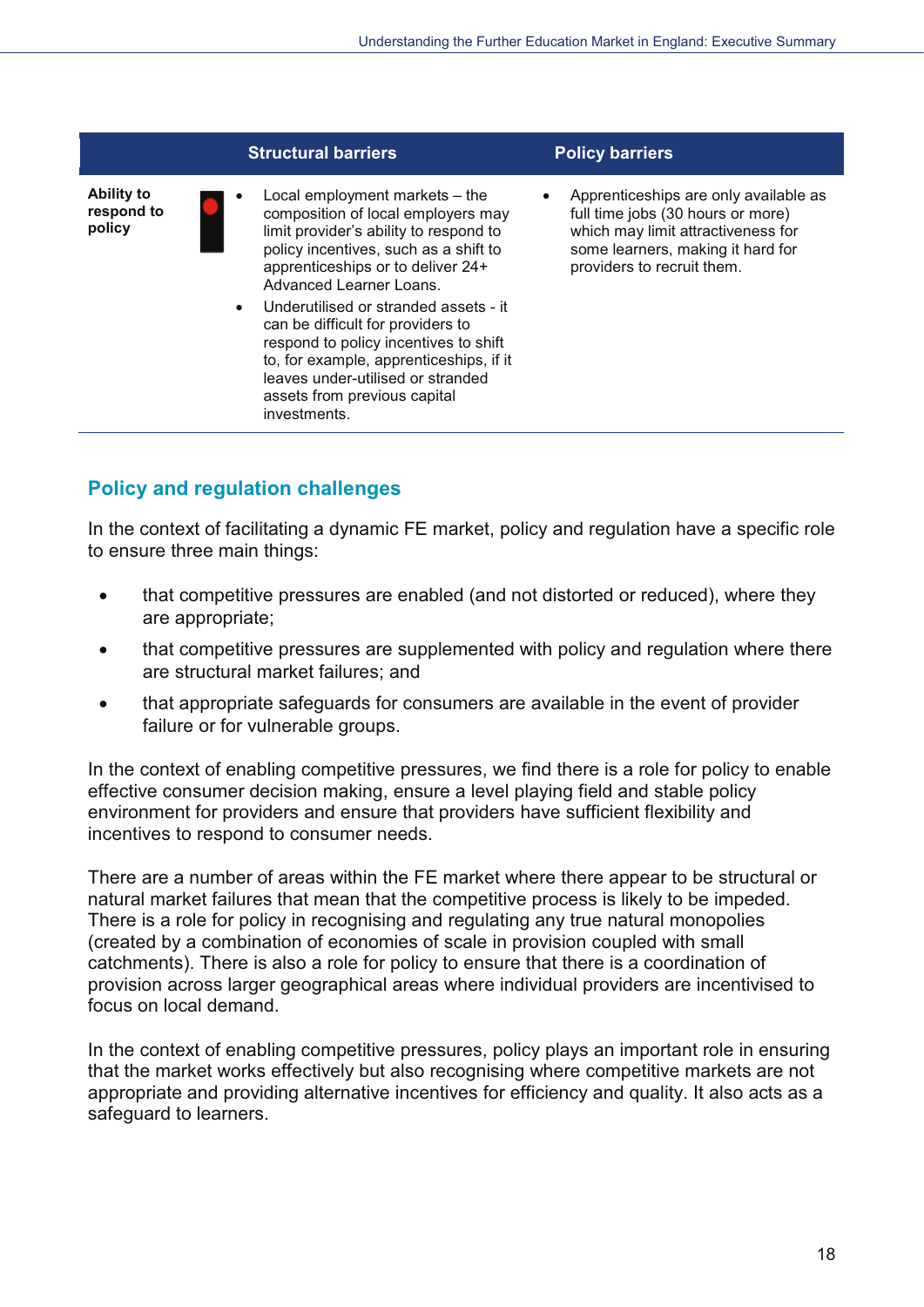| | | Structural barriers | Policy barriers |
|---|---|---|---|
| **Ability to respond to policy** | | • Local employment markets – the composition of local employers may limit provider's ability to respond to policy incentives, such as a shift to apprenticeships or to deliver 24+ Advanced Learner Loans.<br>• Underutilised or stranded assets - it can be difficult for providers to respond to policy incentives to shift to, for example, apprenticeships, if it leaves under-utilised or stranded assets from previous capital investments. | • Apprenticeships are only available as full time jobs (30 hours or more) which may limit attractiveness for some learners, making it hard for providers to recruit them. |

## Policy and regulation challenges

In the context of facilitating a dynamic FE market, policy and regulation have a specific role to ensure three main things:

- that competitive pressures are enabled (and not distorted or reduced), where they are appropriate;
- that competitive pressures are supplemented with policy and regulation where there are structural market failures; and
- that appropriate safeguards for consumers are available in the event of provider failure or for vulnerable groups.

In the context of enabling competitive pressures, we find there is a role for policy to enable effective consumer decision making, ensure a level playing field and stable policy environment for providers and ensure that providers have sufficient flexibility and incentives to respond to consumer needs.

There are a number of areas within the FE market where there appear to be structural or natural market failures that mean that the competitive process is likely to be impeded. There is a role for policy in recognising and regulating any true natural monopolies (created by a combination of economies of scale in provision coupled with small catchments). There is also a role for policy to ensure that there is a coordination of provision across larger geographical areas where individual providers are incentivised to focus on local demand.

In the context of enabling competitive pressures, policy plays an important role in ensuring that the market works effectively but also recognising where competitive markets are not appropriate and providing alternative incentives for efficiency and quality. It also acts as a safeguard to learners.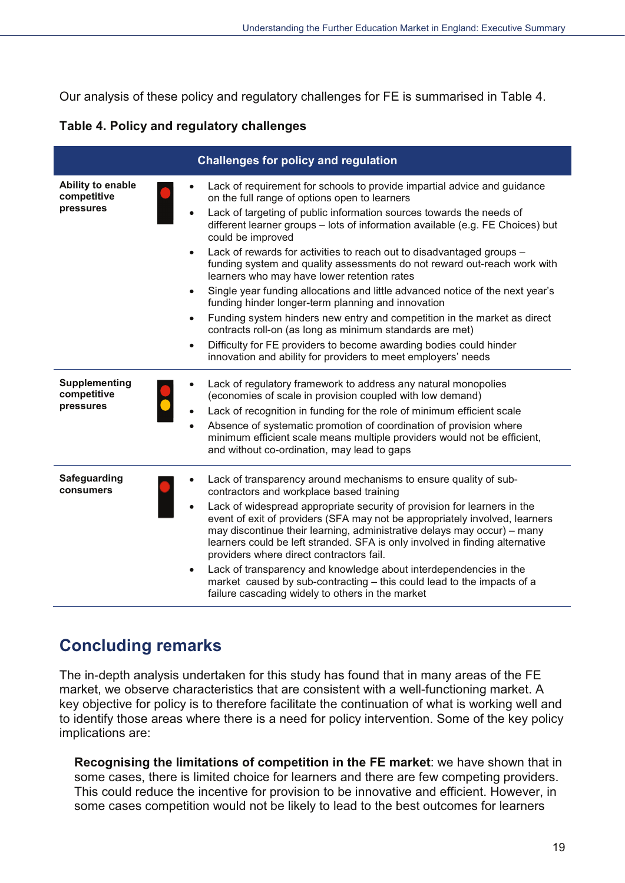Our analysis of these policy and regulatory challenges for FE is summarised in Table 4.

**Table 4. Policy and regulatory challenges**

| | | Challenges for policy and regulation |
|---|---|---|
| **Ability to enable competitive pressures** | Red | • Lack of requirement for schools to provide impartial advice and guidance on the full range of options open to learners<br>• Lack of targeting of public information sources towards the needs of different learner groups – lots of information available (e.g. FE Choices) but could be improved<br>• Lack of rewards for activities to reach out to disadvantaged groups – funding system and quality assessments do not reward out-reach work with learners who may have lower retention rates<br>• Single year funding allocations and little advanced notice of the next year's funding hinder longer-term planning and innovation<br>• Funding system hinders new entry and competition in the market as direct contracts roll-on (as long as minimum standards are met)<br>• Difficulty for FE providers to become awarding bodies could hinder innovation and ability for providers to meet employers' needs |
| **Supplementing competitive pressures** | Red/Amber | • Lack of regulatory framework to address any natural monopolies (economies of scale in provision coupled with low demand)<br>• Lack of recognition in funding for the role of minimum efficient scale<br>• Absence of systematic promotion of coordination of provision where minimum efficient scale means multiple providers would not be efficient, and without co-ordination, may lead to gaps |
| **Safeguarding consumers** | Red | • Lack of transparency around mechanisms to ensure quality of sub-contractors and workplace based training<br>• Lack of widespread appropriate security of provision for learners in the event of exit of providers (SFA may not be appropriately involved, learners may discontinue their learning, administrative delays may occur) – many learners could be left stranded. SFA is only involved in finding alternative providers where direct contractors fail.<br>• Lack of transparency and knowledge about interdependencies in the market caused by sub-contracting – this could lead to the impacts of a failure cascading widely to others in the market |

## Concluding remarks

The in-depth analysis undertaken for this study has found that in many areas of the FE market, we observe characteristics that are consistent with a well-functioning market. A key objective for policy is to therefore facilitate the continuation of what is working well and to identify those areas where there is a need for policy intervention. Some of the key policy implications are:

**Recognising the limitations of competition in the FE market**: we have shown that in some cases, there is limited choice for learners and there are few competing providers. This could reduce the incentive for provision to be innovative and efficient. However, in some cases competition would not be likely to lead to the best outcomes for learners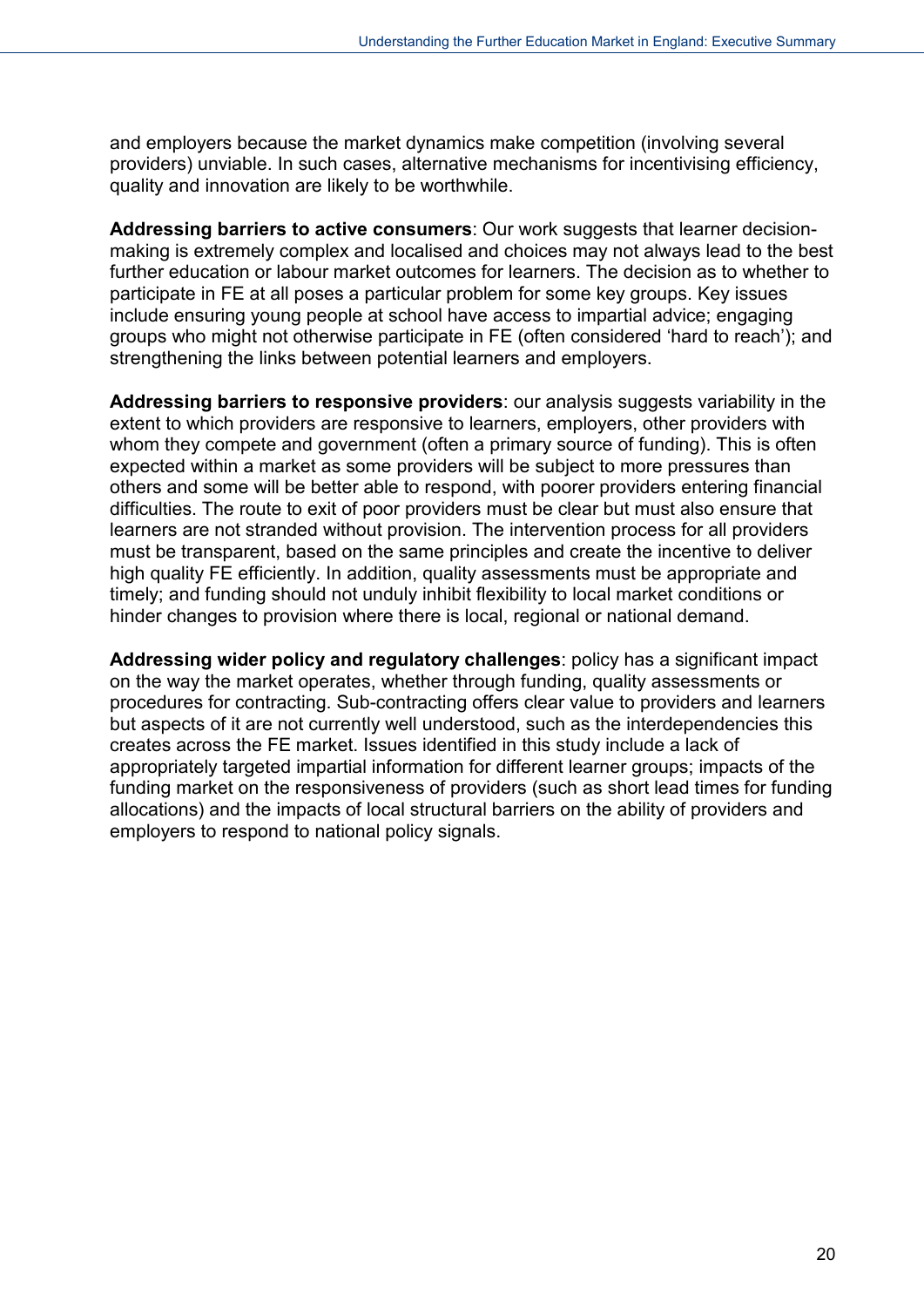and employers because the market dynamics make competition (involving several providers) unviable. In such cases, alternative mechanisms for incentivising efficiency, quality and innovation are likely to be worthwhile.

**Addressing barriers to active consumers**: Our work suggests that learner decision-making is extremely complex and localised and choices may not always lead to the best further education or labour market outcomes for learners. The decision as to whether to participate in FE at all poses a particular problem for some key groups. Key issues include ensuring young people at school have access to impartial advice; engaging groups who might not otherwise participate in FE (often considered 'hard to reach'); and strengthening the links between potential learners and employers.

**Addressing barriers to responsive providers**: our analysis suggests variability in the extent to which providers are responsive to learners, employers, other providers with whom they compete and government (often a primary source of funding). This is often expected within a market as some providers will be subject to more pressures than others and some will be better able to respond, with poorer providers entering financial difficulties. The route to exit of poor providers must be clear but must also ensure that learners are not stranded without provision. The intervention process for all providers must be transparent, based on the same principles and create the incentive to deliver high quality FE efficiently. In addition, quality assessments must be appropriate and timely; and funding should not unduly inhibit flexibility to local market conditions or hinder changes to provision where there is local, regional or national demand.

**Addressing wider policy and regulatory challenges**: policy has a significant impact on the way the market operates, whether through funding, quality assessments or procedures for contracting. Sub-contracting offers clear value to providers and learners but aspects of it are not currently well understood, such as the interdependencies this creates across the FE market. Issues identified in this study include a lack of appropriately targeted impartial information for different learner groups; impacts of the funding market on the responsiveness of providers (such as short lead times for funding allocations) and the impacts of local structural barriers on the ability of providers and employers to respond to national policy signals.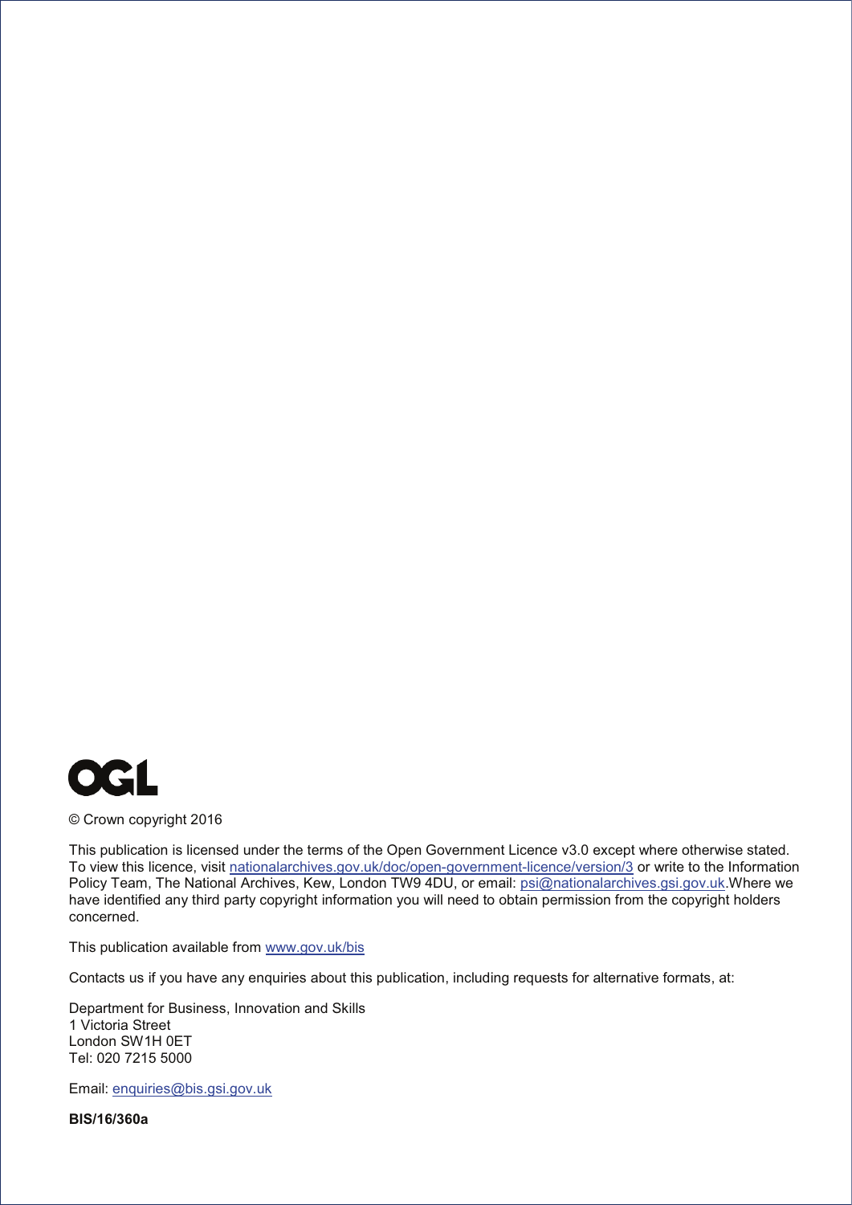OGL

© Crown copyright 2016

This publication is licensed under the terms of the Open Government Licence v3.0 except where otherwise stated. To view this licence, visit nationalarchives.gov.uk/doc/open-government-licence/version/3 or write to the Information Policy Team, The National Archives, Kew, London TW9 4DU, or email: psi@nationalarchives.gsi.gov.uk.Where we have identified any third party copyright information you will need to obtain permission from the copyright holders concerned.

This publication available from www.gov.uk/bis

Contacts us if you have any enquiries about this publication, including requests for alternative formats, at:

Department for Business, Innovation and Skills
1 Victoria Street
London SW1H 0ET
Tel: 020 7215 5000

Email: enquiries@bis.gsi.gov.uk

**BIS/16/360a**